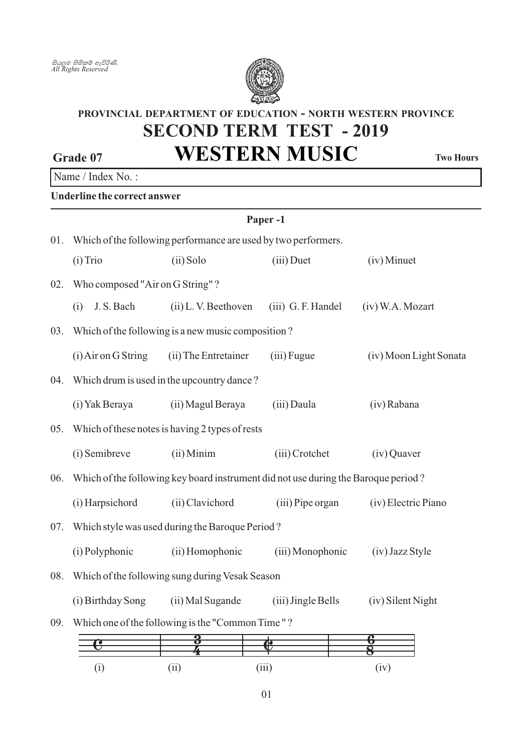සියලුම හිමිකම් ඇවිරිණි.
All Rights Reserved

**PROVINCIAL DEPARTMENT OF EDUCATION - NORTH WESTERN PROVINCE**

# SECOND TERM TEST - 2019

**Grade 07** 

# WESTERN MUSIC

**Two Hours**

Name / Index No. :

**Underline the correct answer**

## Paper -1

01. Which of the following performance are used by two performers.

    (i) Trio  (ii) Solo  (iii) Duet  (iv) Minuet

02. Who composed "Air on G String" ?

    (i) J. S. Bach  (ii) L. V. Beethoven  (iii) G. F. Handel  (iv) W.A. Mozart

03. Which of the following is a new music composition ?

    (i) Air on G String  (ii) The Entretainer  (iii) Fugue  (iv) Moon Light Sonata

04. Which drum is used in the upcountry dance ?

    (i) Yak Beraya  (ii) Magul Beraya  (iii) Daula  (iv) Rabana

05. Which of these notes is having 2 types of rests

    (i) Semibreve  (ii) Minim  (iii) Crotchet  (iv) Quaver

06. Which of the following key board instrument did not use during the Baroque period ?

    (i) Harpsichord  (ii) Clavichord  (iii) Pipe organ  (iv) Electric Piano

07. Which style was used during the Baroque Period ?

    (i) Polyphonic  (ii) Homophonic  (iii) Monophonic  (iv) Jazz Style

08. Which of the following sung during Vesak Season

    (i) Birthday Song  (ii) Mal Sugande  (iii) Jingle Bells  (iv) Silent Night

09. Which one of the following is the "Common Time " ?

    | (i) | (ii) | (iii) | (iv) |
    |---|---|---|---|
    | C | $\frac{3}{4}$ | ¢ | $\frac{6}{8}$ |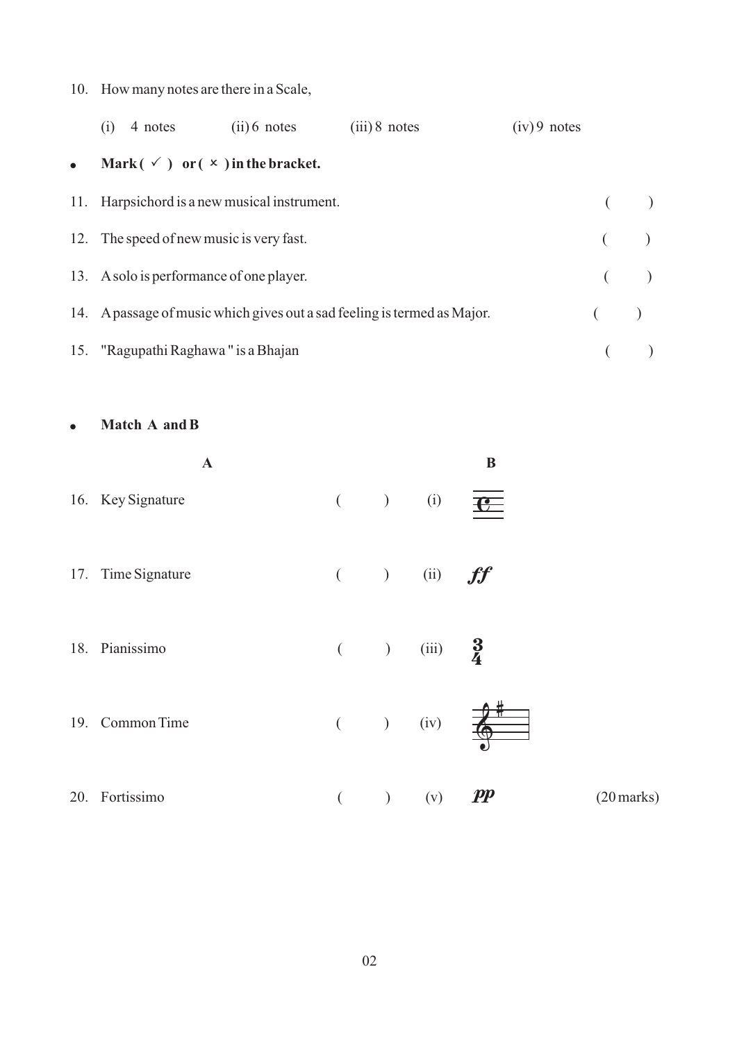10. How many notes are there in a Scale,

    (i) 4 notes (ii) 6 notes (iii) 8 notes (iv) 9 notes

- **Mark ( ✓ ) or ( × ) in the bracket.**

11. Harpsichord is a new musical instrument. ( )
12. The speed of new music is very fast. ( )
13. A solo is performance of one player. ( )
14. A passage of music which gives out a sad feeling is termed as Major. ( )
15. "Ragupathi Raghawa " is a Bhajan ( )

- **Match A and B**

| | A | | | B |
|---|---|---|---|---|
| 16. | Key Signature | ( ) | (i) | 𝄴 |
| 17. | Time Signature | ( ) | (ii) | ***ff*** |
| 18. | Pianissimo | ( ) | (iii) | $\frac{3}{4}$ |
| 19. | Common Time | ( ) | (iv) | 𝄞♯ |
| 20. | Fortissimo | ( ) | (v) | ***pp*** |

(20 marks)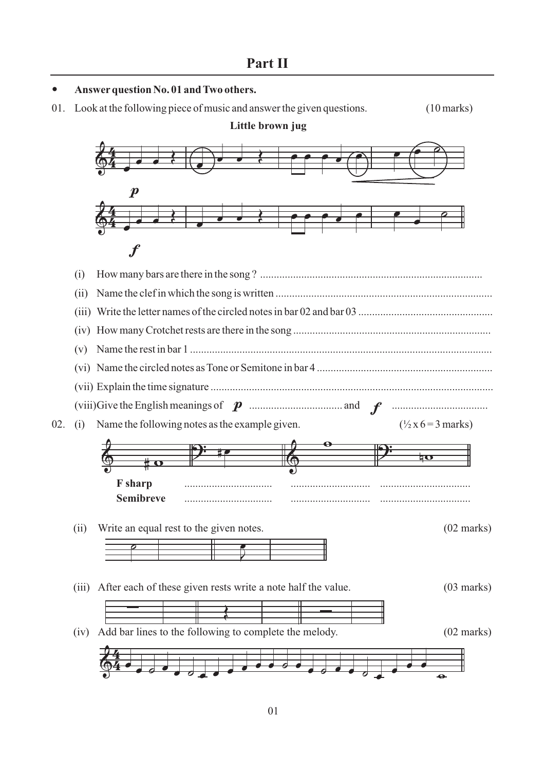## Part II

- **Answer question No. 01 and Two others.**

01. Look at the following piece of music and answer the given questions. (10 marks)

**Little brown jug**

*p*

*f*

(i) How many bars are there in the song ? ................................................................................

(ii) Name the clef in which the song is written ..............................................................................

(iii) Write the letter names of the circled notes in bar 02 and bar 03 .................................................

(iv) How many Crotchet rests are there in the song .......................................................................

(v) Name the rest in bar 1 .............................................................................................................

(vi) Name the circled notes as Tone or Semitone in bar 4 ...............................................................

(vii) Explain the time signature .......................................................................................................

(viii) Give the English meanings of *p* .................................. and *f* ..................................

02. (i) Name the following notes as the example given. (½ x 6 = 3 marks)

| F sharp | ................................ | ............................. | ................................ |
|---|---|---|---|
| Semibreve | ................................ | ............................. | ................................ |

(ii) Write an equal rest to the given notes. (02 marks)

(iii) After each of these given rests write a note half the value. (03 marks)

(iv) Add bar lines to the following to complete the melody. (02 marks)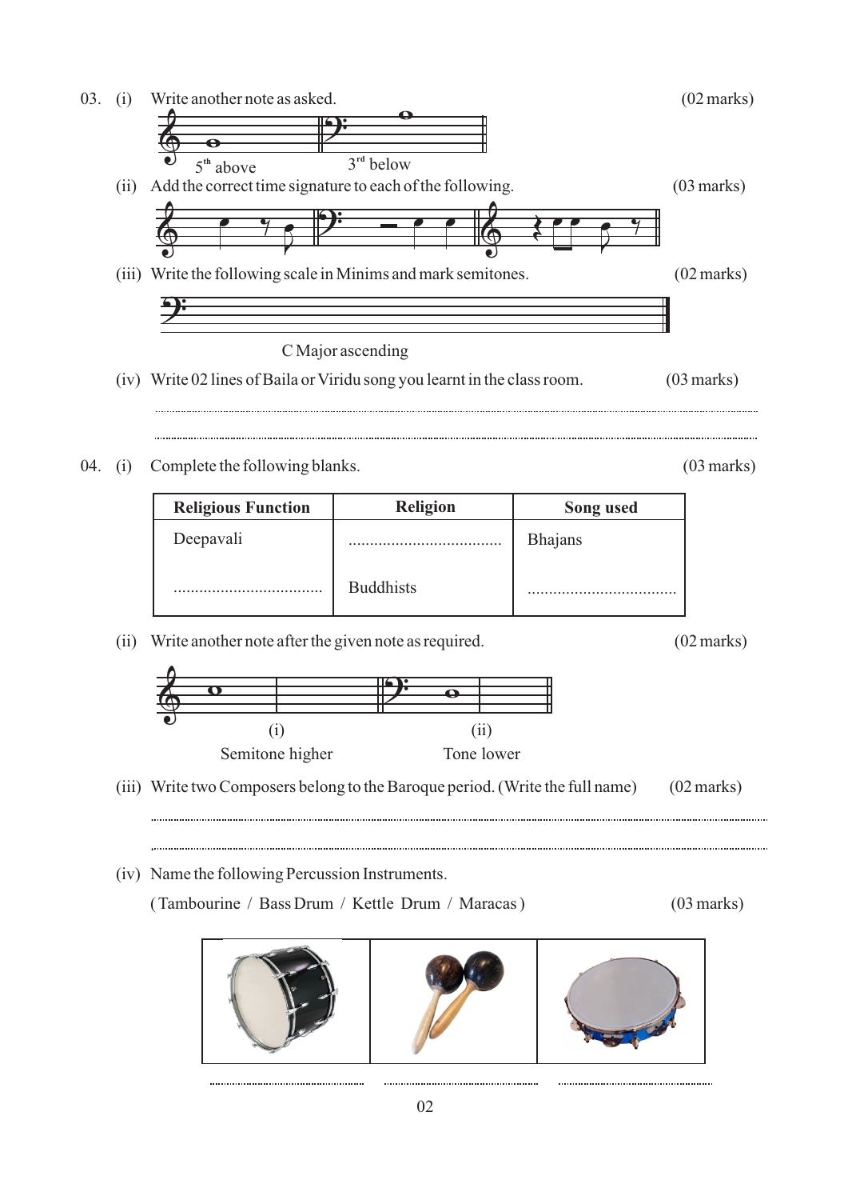03. (i) Write another note as asked. (02 marks)

$5^{th}$ above    $3^{rd}$ below

(ii) Add the correct time signature to each of the following. (03 marks)

(iii) Write the following scale in Minims and mark semitones. (02 marks)

C Major ascending

(iv) Write 02 lines of Baila or Viridu song you learnt in the class room. (03 marks)

..............................................................................................................................................

..............................................................................................................................................

04. (i) Complete the following blanks. (03 marks)

| Religious Function | Religion | Song used |
|---|---|---|
| Deepavali | .................................... | Bhajans |
| .................................... | Buddhists | .................................... |

(ii) Write another note after the given note as required. (02 marks)

(i) Semitone higher    (ii) Tone lower

(iii) Write two Composers belong to the Baroque period. (Write the full name) (02 marks)

..............................................................................................................................................

..............................................................................................................................................

(iv) Name the following Percussion Instruments.

( Tambourine / Bass Drum / Kettle Drum / Maracas ) (03 marks)

| | | |
|---|---|---|
| .................................... | .................................... | .................................... |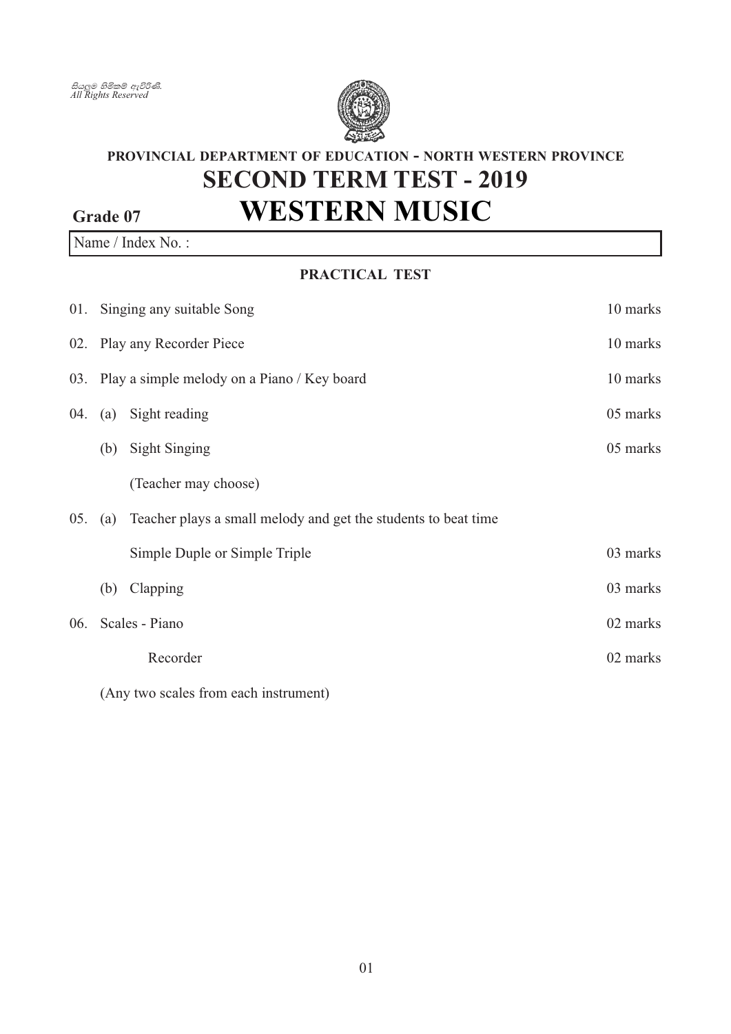සියලුම හිමිකම් ඇවිරිණි.
*All Rights Reserved*

**PROVINCIAL DEPARTMENT OF EDUCATION - NORTH WESTERN PROVINCE**

# SECOND TERM TEST - 2019

**Grade 07**

# WESTERN MUSIC

Name / Index No. :

## PRACTICAL TEST

| | | |
|---|---|---|
| 01. | Singing any suitable Song | 10 marks |
| 02. | Play any Recorder Piece | 10 marks |
| 03. | Play a simple melody on a Piano / Key board | 10 marks |
| 04. | (a) Sight reading | 05 marks |
| | (b) Sight Singing | 05 marks |
| | (Teacher may choose) | |
| 05. | (a) Teacher plays a small melody and get the students to beat time | |
| | Simple Duple or Simple Triple | 03 marks |
| | (b) Clapping | 03 marks |
| 06. | Scales - Piano | 02 marks |
| | Recorder | 02 marks |
| | (Any two scales from each instrument) | |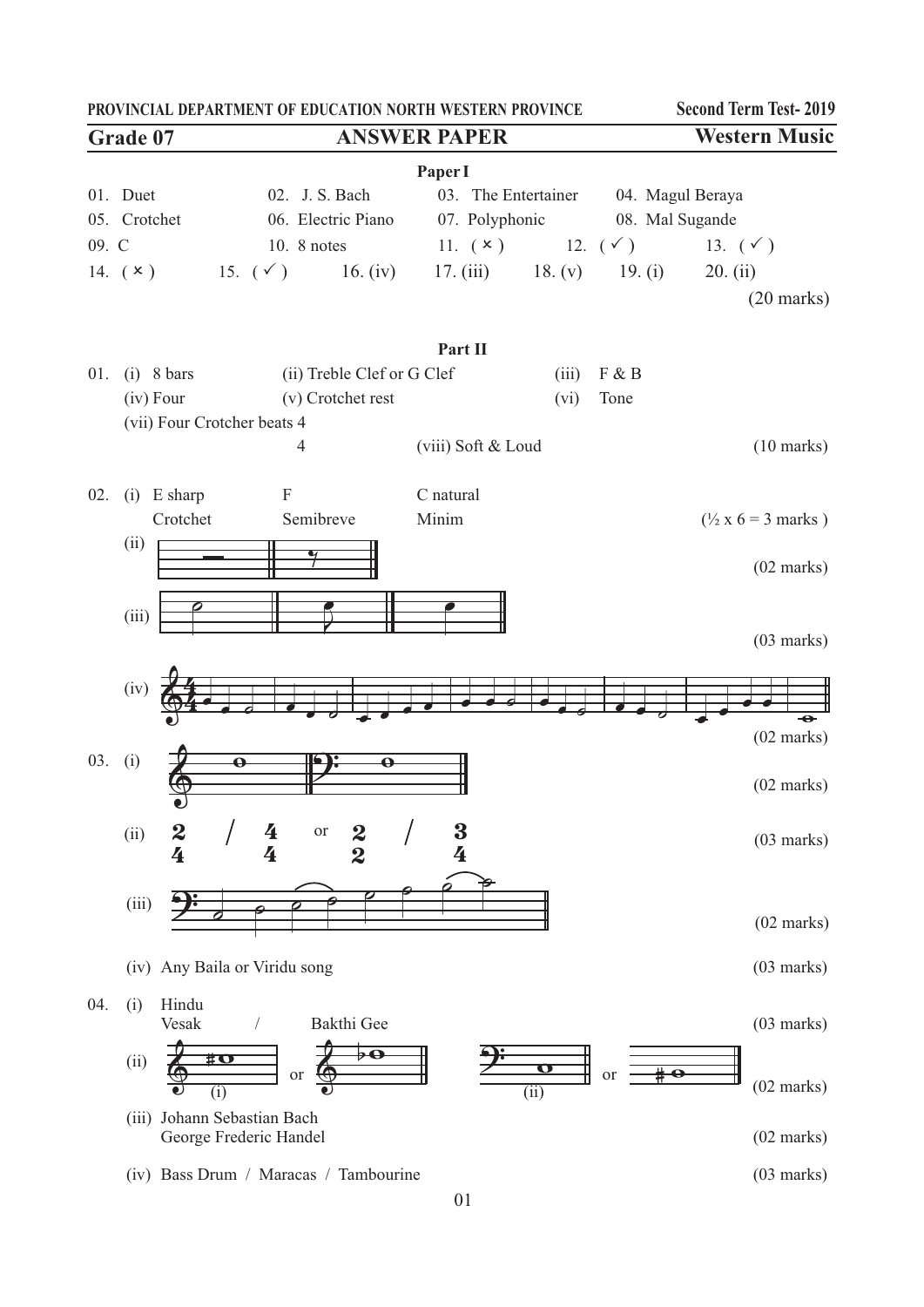PROVINCIAL DEPARTMENT OF EDUCATION NORTH WESTERN PROVINCE — Second Term Test- 2019

**Grade 07** — **ANSWER PAPER** — **Western Music**

## Paper I

01. Duet
02. J. S. Bach
03. The Entertainer
04. Magul Beraya
05. Crotchet
06. Electric Piano
07. Polyphonic
08. Mal Sugande
09. C
10. 8 notes
11. ( × )
12. ( ✓ )
13. ( ✓ )
14. ( × )
15. ( ✓ )
16. (iv)
17. (iii)
18. (v)
19. (i)
20. (ii)

(20 marks)

## Part II

01. (i) 8 bars (ii) Treble Clef or G Clef (iii) F & B
(iv) Four (v) Crotchet rest (vi) Tone
(vii) Four Crotcher beats $\frac{4}{4}$ (viii) Soft & Loud (10 marks)

02. (i) E sharp F C natural
Crotchet Semibreve Minim (½ x 6 = 3 marks )

(ii) (02 marks)

(iii) (03 marks)

(iv) (02 marks)

03. (i) (02 marks)

(ii) $\frac{2}{4}$ / $\frac{4}{4}$ or $\frac{2}{2}$ / $\frac{3}{4}$ (03 marks)

(iii) (02 marks)

(iv) Any Baila or Viridu song (03 marks)

04. (i) Hindu
Vesak / Bakthi Gee (03 marks)

(ii) (i) or (ii) or (02 marks)

(iii) Johann Sebastian Bach
George Frederic Handel (02 marks)

(iv) Bass Drum / Maracas / Tambourine (03 marks)